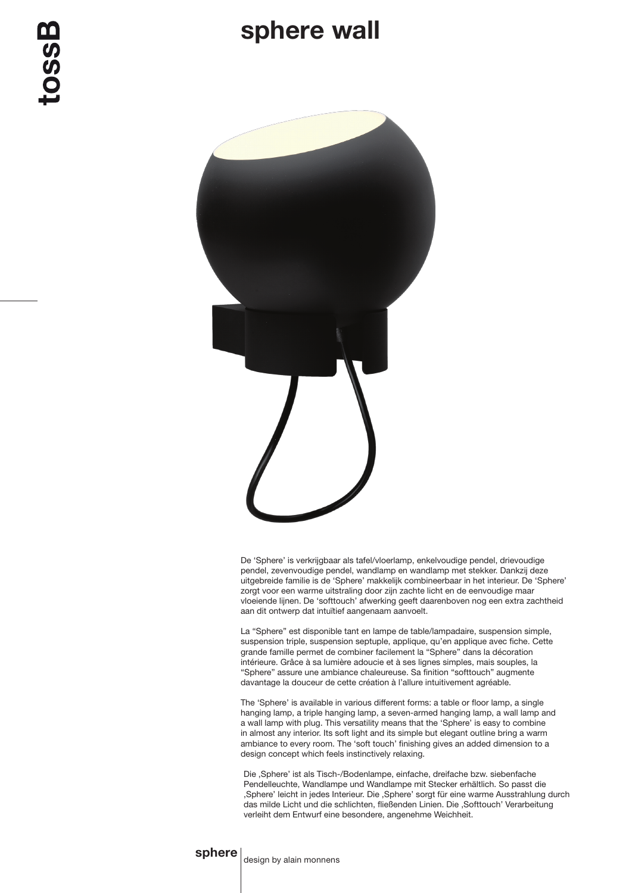# sphere wall

De 'Sphere' is verkrijgbaar als tafel/vloerlamp, enkelvoudige pendel, drievoudige pendel, zevenvoudige pendel, wandlamp en wandlamp met stekker. Dankzij deze uitgebreide familie is de 'Sphere' makkelijk combineerbaar in het interieur. De 'Sphere' zorgt voor een warme uitstraling door zijn zachte licht en de eenvoudige maar vloeiende lijnen. De 'softtouch' afwerking geeft daarenboven nog een extra zachtheid aan dit ontwerp dat intuïtief aangenaam aanvoelt.

La "Sphere" est disponible tant en lampe de table/lampadaire, suspension simple, suspension triple, suspension septuple, applique, qu'en applique avec fiche. Cette grande famille permet de combiner facilement la "Sphere" dans la décoration intérieure. Grâce à sa lumière adoucie et à ses lignes simples, mais souples, la "Sphere" assure une ambiance chaleureuse. Sa finition "softtouch" augmente davantage la douceur de cette création à l'allure intuitivement agréable.

The 'Sphere' is available in various different forms: a table or floor lamp, a single hanging lamp, a triple hanging lamp, a seven-armed hanging lamp, a wall lamp and a wall lamp with plug. This versatility means that the 'Sphere' is easy to combine in almost any interior. Its soft light and its simple but elegant outline bring a warm ambiance to every room. The 'soft touch' finishing gives an added dimension to a design concept which feels instinctively relaxing.

Die ‚Sphere' ist als Tisch-/Bodenlampe, einfache, dreifache bzw. siebenfache Pendelleuchte, Wandlampe und Wandlampe mit Stecker erhältlich. So passt die ‚Sphere' leicht in jedes Interieur. Die ‚Sphere' sorgt für eine warme Ausstrahlung durch das milde Licht und die schlichten, fließenden Linien. Die ‚Softtouch' Verarbeitung verleiht dem Entwurf eine besondere, angenehme Weichheit.

**sphere** | design by alain monnens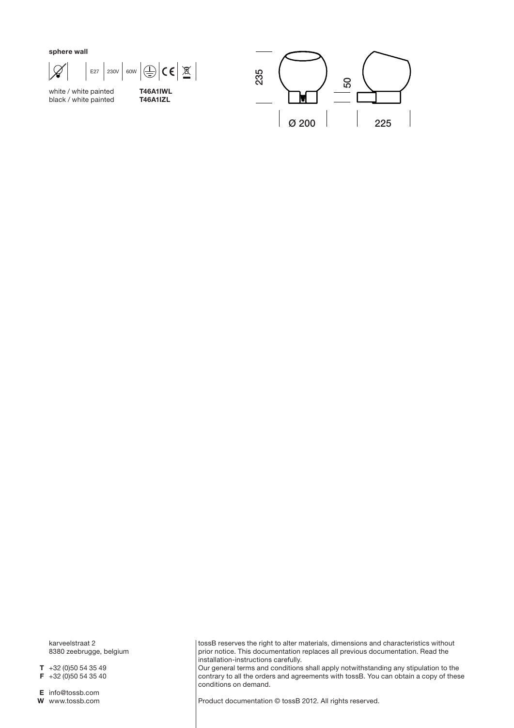**sphere wall**

E27 | 230V | 60W

| | |
|---|---|
| white / white painted | **T46A1IWL** |
| black / white painted | **T46A1IZL** |

235

50

Ø 200

225

karveelstraat 2
8380 zeebrugge, belgium

**T** +32 (0)50 54 35 49
**F** +32 (0)50 54 35 40

**E** info@tossb.com
**W** www.tossb.com

tossB reserves the right to alter materials, dimensions and characteristics without prior notice. This documentation replaces all previous documentation. Read the installation-instructions carefully.
Our general terms and conditions shall apply notwithstanding any stipulation to the contrary to all the orders and agreements with tossB. You can obtain a copy of these conditions on demand.

Product documentation © tossB 2012. All rights reserved.